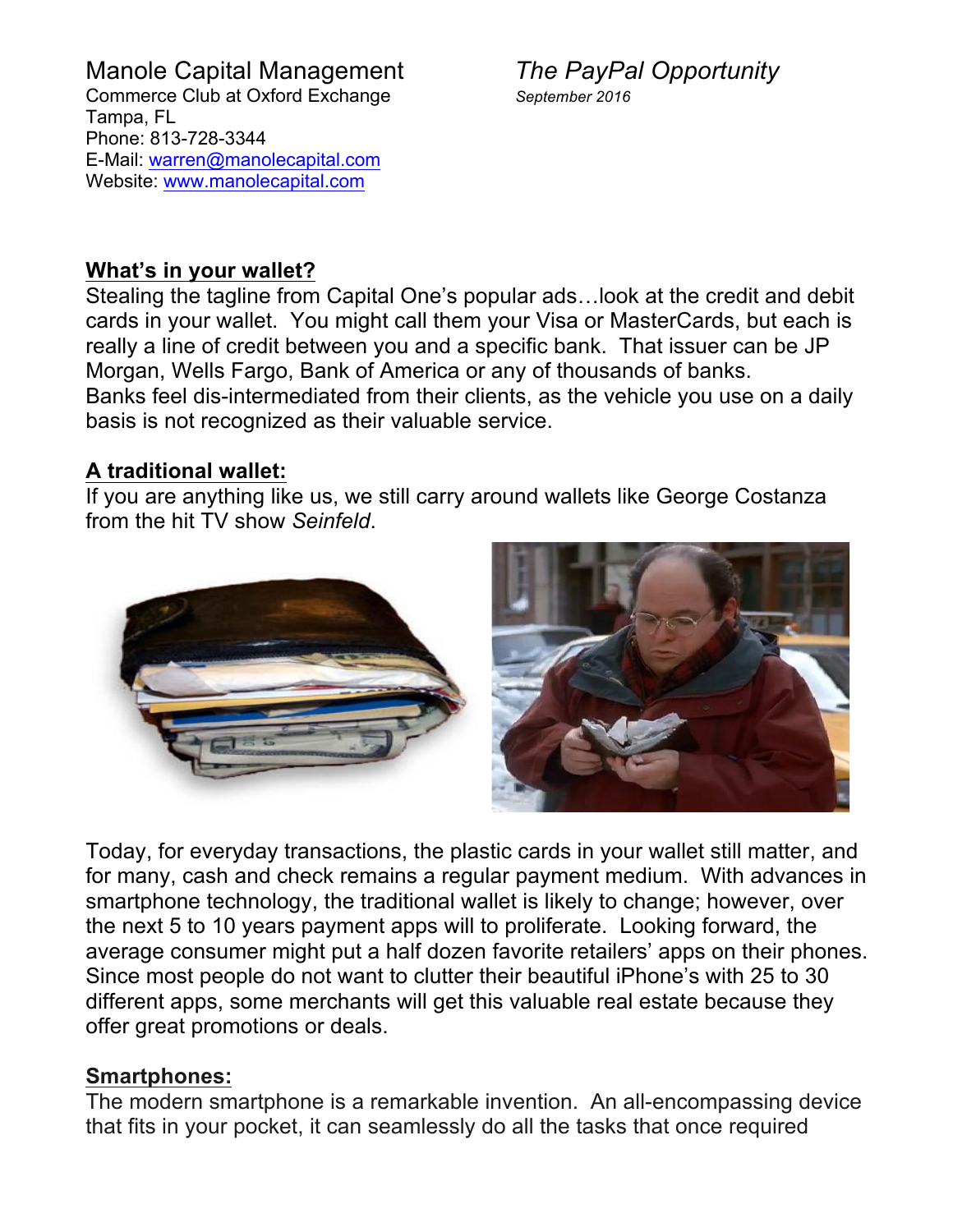Manole Capital Management
Commerce Club at Oxford Exchange
Tampa, FL
Phone: 813-728-3344
E-Mail: warren@manolecapital.com
Website: www.manolecapital.com

*The PayPal Opportunity*
*September 2016*

## What's in your wallet?

Stealing the tagline from Capital One's popular ads…look at the credit and debit cards in your wallet. You might call them your Visa or MasterCards, but each is really a line of credit between you and a specific bank. That issuer can be JP Morgan, Wells Fargo, Bank of America or any of thousands of banks.
Banks feel dis-intermediated from their clients, as the vehicle you use on a daily basis is not recognized as their valuable service.

## A traditional wallet:

If you are anything like us, we still carry around wallets like George Costanza from the hit TV show *Seinfeld*.

Today, for everyday transactions, the plastic cards in your wallet still matter, and for many, cash and check remains a regular payment medium. With advances in smartphone technology, the traditional wallet is likely to change; however, over the next 5 to 10 years payment apps will to proliferate. Looking forward, the average consumer might put a half dozen favorite retailers' apps on their phones. Since most people do not want to clutter their beautiful iPhone's with 25 to 30 different apps, some merchants will get this valuable real estate because they offer great promotions or deals.

## Smartphones:

The modern smartphone is a remarkable invention. An all-encompassing device that fits in your pocket, it can seamlessly do all the tasks that once required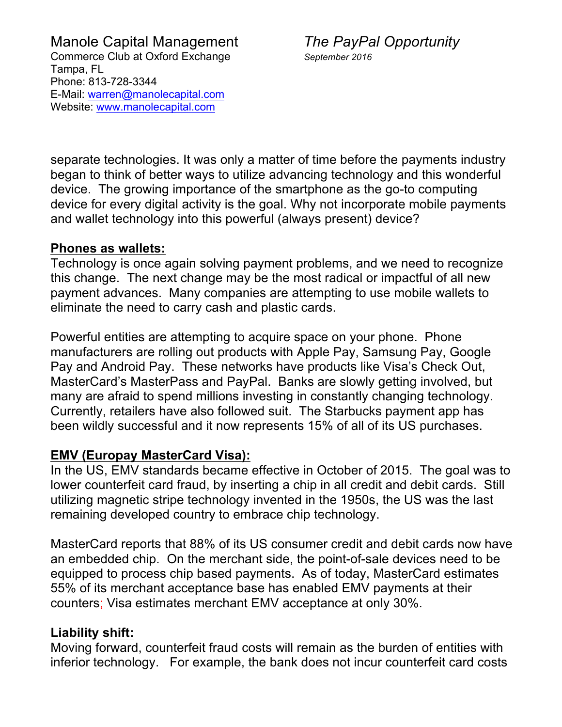separate technologies. It was only a matter of time before the payments industry began to think of better ways to utilize advancing technology and this wonderful device. The growing importance of the smartphone as the go-to computing device for every digital activity is the goal. Why not incorporate mobile payments and wallet technology into this powerful (always present) device?

**Phones as wallets:**

Technology is once again solving payment problems, and we need to recognize this change. The next change may be the most radical or impactful of all new payment advances. Many companies are attempting to use mobile wallets to eliminate the need to carry cash and plastic cards.

Powerful entities are attempting to acquire space on your phone. Phone manufacturers are rolling out products with Apple Pay, Samsung Pay, Google Pay and Android Pay. These networks have products like Visa's Check Out, MasterCard's MasterPass and PayPal. Banks are slowly getting involved, but many are afraid to spend millions investing in constantly changing technology. Currently, retailers have also followed suit. The Starbucks payment app has been wildly successful and it now represents 15% of all of its US purchases.

**EMV (Europay MasterCard Visa):**

In the US, EMV standards became effective in October of 2015. The goal was to lower counterfeit card fraud, by inserting a chip in all credit and debit cards. Still utilizing magnetic stripe technology invented in the 1950s, the US was the last remaining developed country to embrace chip technology.

MasterCard reports that 88% of its US consumer credit and debit cards now have an embedded chip. On the merchant side, the point-of-sale devices need to be equipped to process chip based payments. As of today, MasterCard estimates 55% of its merchant acceptance base has enabled EMV payments at their counters; Visa estimates merchant EMV acceptance at only 30%.

**Liability shift:**

Moving forward, counterfeit fraud costs will remain as the burden of entities with inferior technology. For example, the bank does not incur counterfeit card costs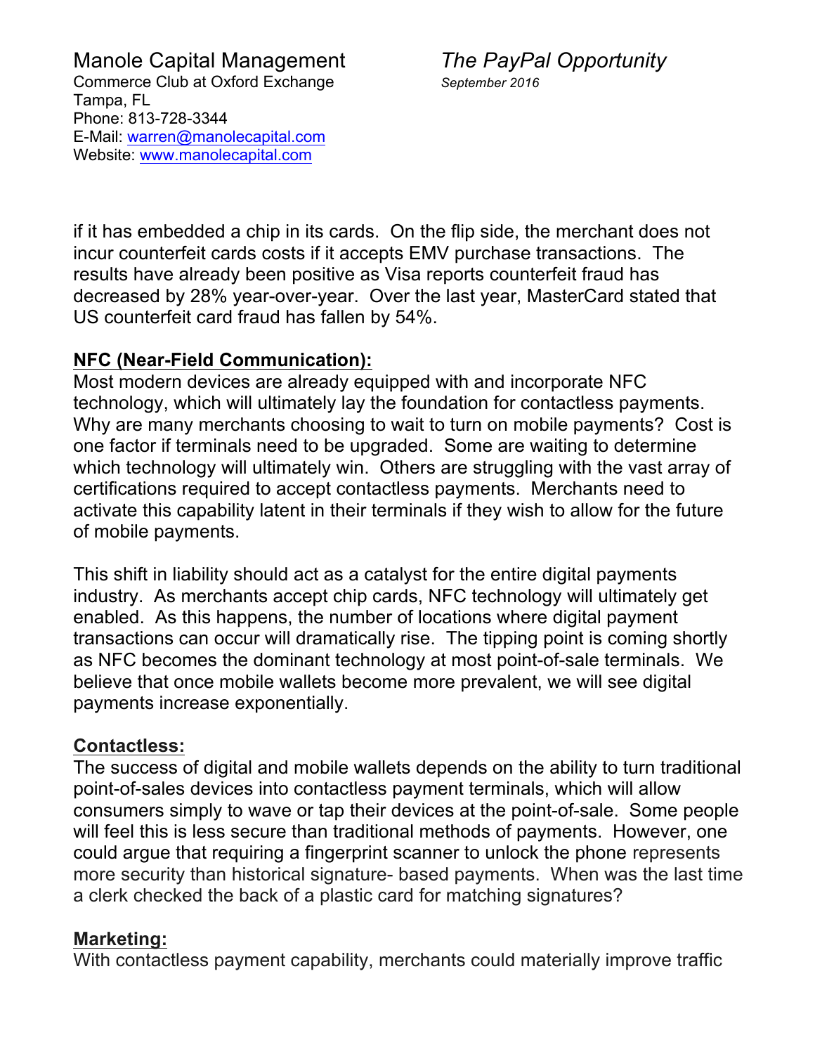if it has embedded a chip in its cards. On the flip side, the merchant does not incur counterfeit cards costs if it accepts EMV purchase transactions. The results have already been positive as Visa reports counterfeit fraud has decreased by 28% year-over-year. Over the last year, MasterCard stated that US counterfeit card fraud has fallen by 54%.

**NFC (Near-Field Communication):**

Most modern devices are already equipped with and incorporate NFC technology, which will ultimately lay the foundation for contactless payments. Why are many merchants choosing to wait to turn on mobile payments? Cost is one factor if terminals need to be upgraded. Some are waiting to determine which technology will ultimately win. Others are struggling with the vast array of certifications required to accept contactless payments. Merchants need to activate this capability latent in their terminals if they wish to allow for the future of mobile payments.

This shift in liability should act as a catalyst for the entire digital payments industry. As merchants accept chip cards, NFC technology will ultimately get enabled. As this happens, the number of locations where digital payment transactions can occur will dramatically rise. The tipping point is coming shortly as NFC becomes the dominant technology at most point-of-sale terminals. We believe that once mobile wallets become more prevalent, we will see digital payments increase exponentially.

**Contactless:**

The success of digital and mobile wallets depends on the ability to turn traditional point-of-sales devices into contactless payment terminals, which will allow consumers simply to wave or tap their devices at the point-of-sale. Some people will feel this is less secure than traditional methods of payments. However, one could argue that requiring a fingerprint scanner to unlock the phone represents more security than historical signature- based payments. When was the last time a clerk checked the back of a plastic card for matching signatures?

**Marketing:**

With contactless payment capability, merchants could materially improve traffic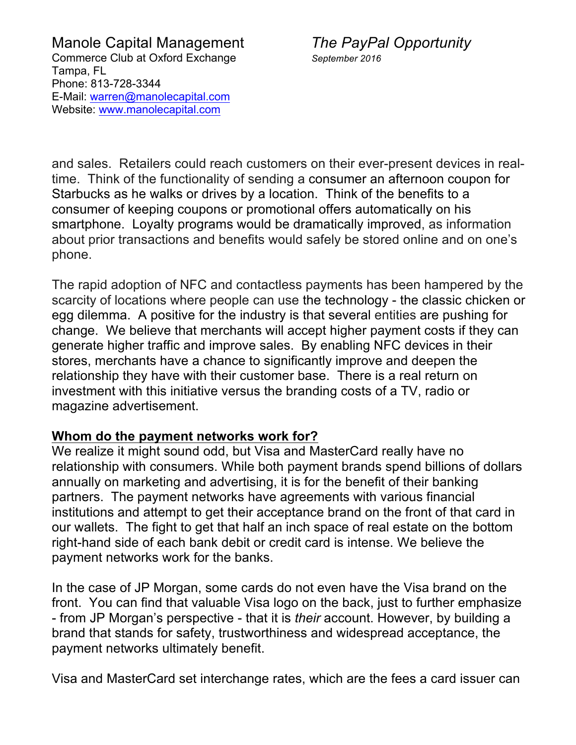and sales. Retailers could reach customers on their ever-present devices in real-time. Think of the functionality of sending a consumer an afternoon coupon for Starbucks as he walks or drives by a location. Think of the benefits to a consumer of keeping coupons or promotional offers automatically on his smartphone. Loyalty programs would be dramatically improved, as information about prior transactions and benefits would safely be stored online and on one's phone.

The rapid adoption of NFC and contactless payments has been hampered by the scarcity of locations where people can use the technology - the classic chicken or egg dilemma. A positive for the industry is that several entities are pushing for change. We believe that merchants will accept higher payment costs if they can generate higher traffic and improve sales. By enabling NFC devices in their stores, merchants have a chance to significantly improve and deepen the relationship they have with their customer base. There is a real return on investment with this initiative versus the branding costs of a TV, radio or magazine advertisement.

**Whom do the payment networks work for?**

We realize it might sound odd, but Visa and MasterCard really have no relationship with consumers. While both payment brands spend billions of dollars annually on marketing and advertising, it is for the benefit of their banking partners. The payment networks have agreements with various financial institutions and attempt to get their acceptance brand on the front of that card in our wallets. The fight to get that half an inch space of real estate on the bottom right-hand side of each bank debit or credit card is intense. We believe the payment networks work for the banks.

In the case of JP Morgan, some cards do not even have the Visa brand on the front. You can find that valuable Visa logo on the back, just to further emphasize - from JP Morgan's perspective - that it is *their* account. However, by building a brand that stands for safety, trustworthiness and widespread acceptance, the payment networks ultimately benefit.

Visa and MasterCard set interchange rates, which are the fees a card issuer can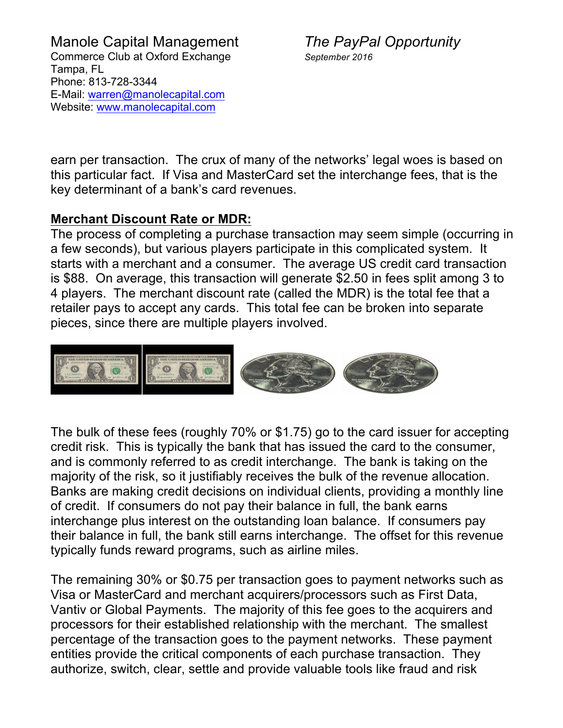earn per transaction. The crux of many of the networks' legal woes is based on this particular fact. If Visa and MasterCard set the interchange fees, that is the key determinant of a bank's card revenues.

**Merchant Discount Rate or MDR:**

The process of completing a purchase transaction may seem simple (occurring in a few seconds), but various players participate in this complicated system. It starts with a merchant and a consumer. The average US credit card transaction is $88. On average, this transaction will generate $2.50 in fees split among 3 to 4 players. The merchant discount rate (called the MDR) is the total fee that a retailer pays to accept any cards. This total fee can be broken into separate pieces, since there are multiple players involved.

The bulk of these fees (roughly 70% or $1.75) go to the card issuer for accepting credit risk. This is typically the bank that has issued the card to the consumer, and is commonly referred to as credit interchange. The bank is taking on the majority of the risk, so it justifiably receives the bulk of the revenue allocation. Banks are making credit decisions on individual clients, providing a monthly line of credit. If consumers do not pay their balance in full, the bank earns interchange plus interest on the outstanding loan balance. If consumers pay their balance in full, the bank still earns interchange. The offset for this revenue typically funds reward programs, such as airline miles.

The remaining 30% or $0.75 per transaction goes to payment networks such as Visa or MasterCard and merchant acquirers/processors such as First Data, Vantiv or Global Payments. The majority of this fee goes to the acquirers and processors for their established relationship with the merchant. The smallest percentage of the transaction goes to the payment networks. These payment entities provide the critical components of each purchase transaction. They authorize, switch, clear, settle and provide valuable tools like fraud and risk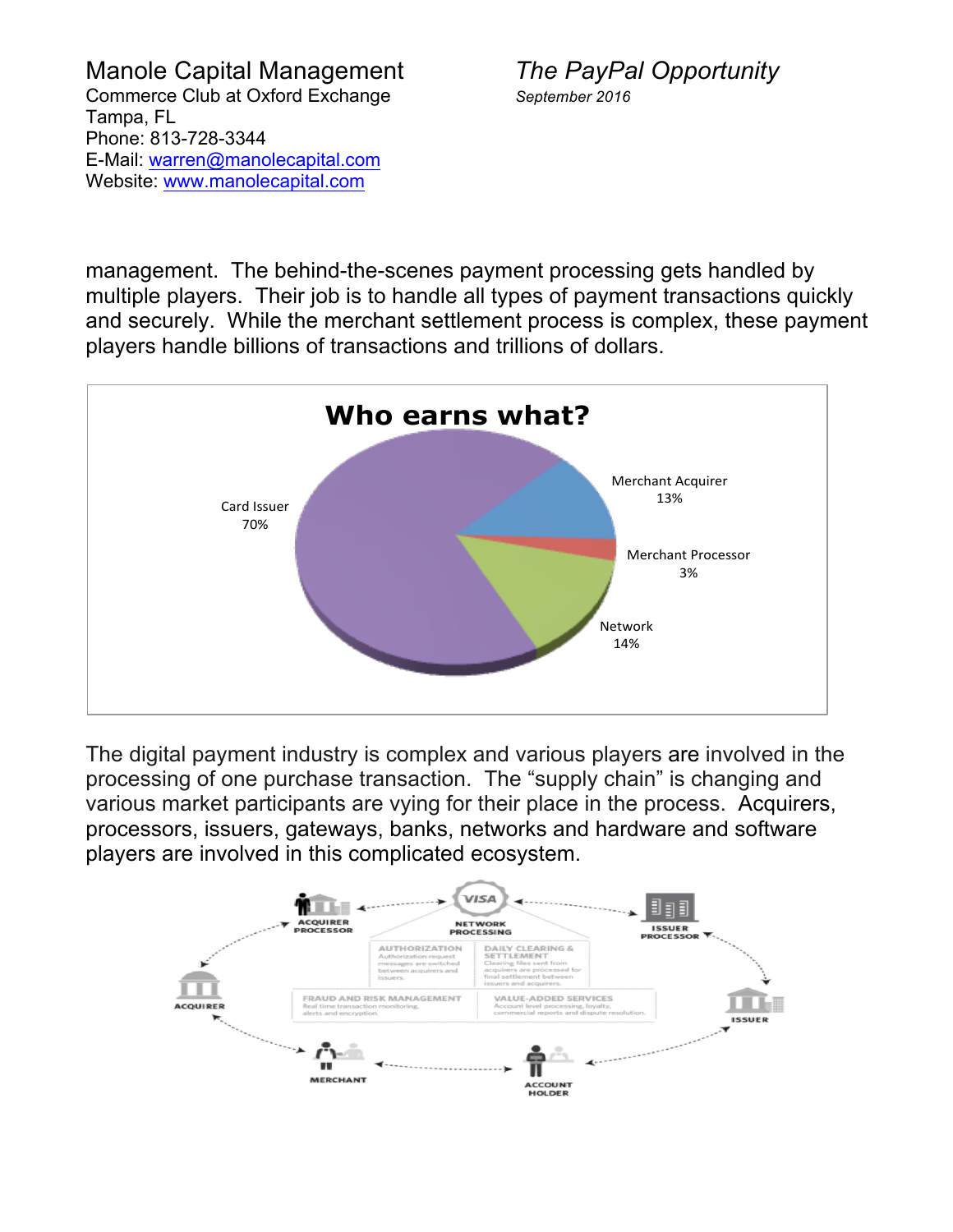management. The behind-the-scenes payment processing gets handled by multiple players. Their job is to handle all types of payment transactions quickly and securely. While the merchant settlement process is complex, these payment players handle billions of transactions and trillions of dollars.

**Who earns what?**

| Participant | Share |
|---|---|
| Card Issuer | 70% |
| Merchant Acquirer | 13% |
| Merchant Processor | 3% |
| Network | 14% |

The digital payment industry is complex and various players are involved in the processing of one purchase transaction. The "supply chain" is changing and various market participants are vying for their place in the process. Acquirers, processors, issuers, gateways, banks, networks and hardware and software players are involved in this complicated ecosystem.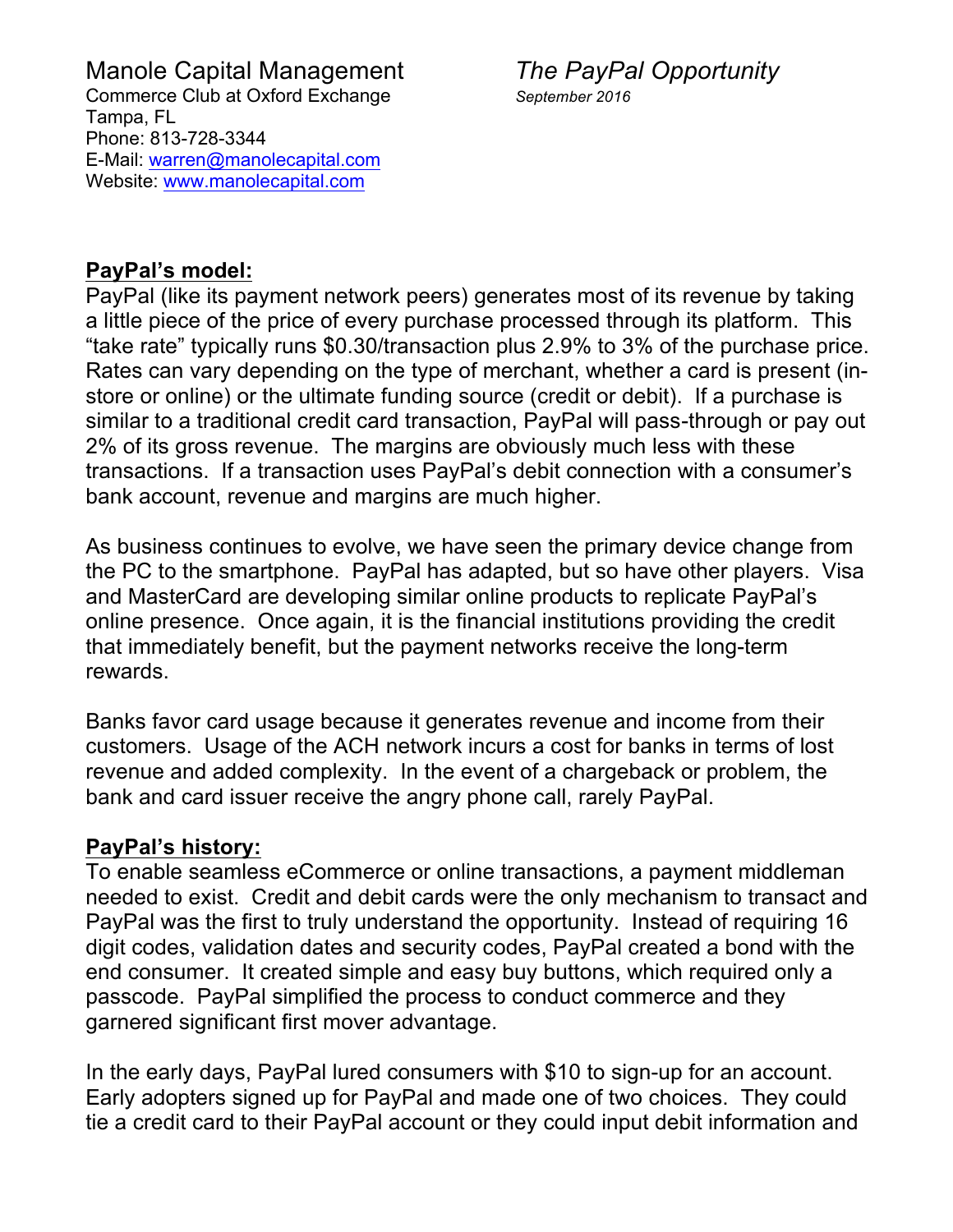Manole Capital Management
Commerce Club at Oxford Exchange
Tampa, FL
Phone: 813-728-3344
E-Mail: warren@manolecapital.com
Website: www.manolecapital.com

*The PayPal Opportunity*
*September 2016*

## PayPal's model:

PayPal (like its payment network peers) generates most of its revenue by taking a little piece of the price of every purchase processed through its platform. This "take rate" typically runs $0.30/transaction plus 2.9% to 3% of the purchase price. Rates can vary depending on the type of merchant, whether a card is present (in-store or online) or the ultimate funding source (credit or debit). If a purchase is similar to a traditional credit card transaction, PayPal will pass-through or pay out 2% of its gross revenue. The margins are obviously much less with these transactions. If a transaction uses PayPal's debit connection with a consumer's bank account, revenue and margins are much higher.

As business continues to evolve, we have seen the primary device change from the PC to the smartphone. PayPal has adapted, but so have other players. Visa and MasterCard are developing similar online products to replicate PayPal's online presence. Once again, it is the financial institutions providing the credit that immediately benefit, but the payment networks receive the long-term rewards.

Banks favor card usage because it generates revenue and income from their customers. Usage of the ACH network incurs a cost for banks in terms of lost revenue and added complexity. In the event of a chargeback or problem, the bank and card issuer receive the angry phone call, rarely PayPal.

## PayPal's history:

To enable seamless eCommerce or online transactions, a payment middleman needed to exist. Credit and debit cards were the only mechanism to transact and PayPal was the first to truly understand the opportunity. Instead of requiring 16 digit codes, validation dates and security codes, PayPal created a bond with the end consumer. It created simple and easy buy buttons, which required only a passcode. PayPal simplified the process to conduct commerce and they garnered significant first mover advantage.

In the early days, PayPal lured consumers with $10 to sign-up for an account. Early adopters signed up for PayPal and made one of two choices. They could tie a credit card to their PayPal account or they could input debit information and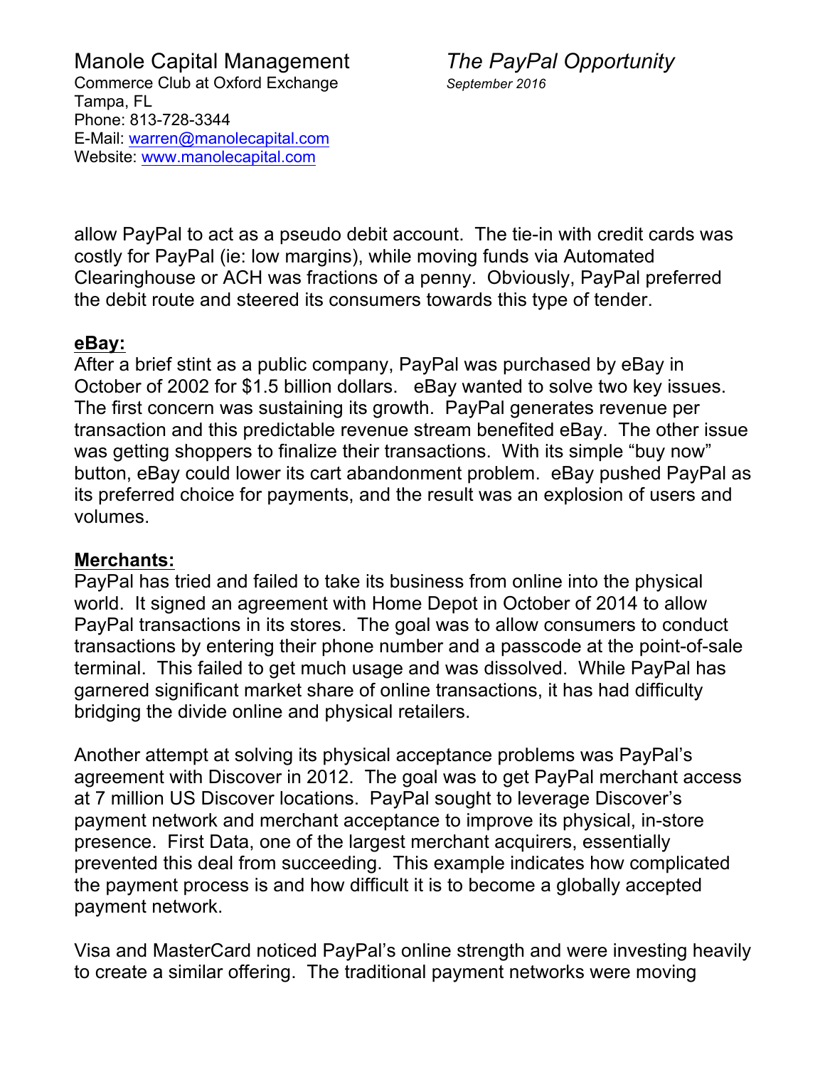allow PayPal to act as a pseudo debit account. The tie-in with credit cards was costly for PayPal (ie: low margins), while moving funds via Automated Clearinghouse or ACH was fractions of a penny. Obviously, PayPal preferred the debit route and steered its consumers towards this type of tender.

**eBay:**
After a brief stint as a public company, PayPal was purchased by eBay in October of 2002 for $1.5 billion dollars. eBay wanted to solve two key issues. The first concern was sustaining its growth. PayPal generates revenue per transaction and this predictable revenue stream benefited eBay. The other issue was getting shoppers to finalize their transactions. With its simple "buy now" button, eBay could lower its cart abandonment problem. eBay pushed PayPal as its preferred choice for payments, and the result was an explosion of users and volumes.

**Merchants:**
PayPal has tried and failed to take its business from online into the physical world. It signed an agreement with Home Depot in October of 2014 to allow PayPal transactions in its stores. The goal was to allow consumers to conduct transactions by entering their phone number and a passcode at the point-of-sale terminal. This failed to get much usage and was dissolved. While PayPal has garnered significant market share of online transactions, it has had difficulty bridging the divide online and physical retailers.

Another attempt at solving its physical acceptance problems was PayPal's agreement with Discover in 2012. The goal was to get PayPal merchant access at 7 million US Discover locations. PayPal sought to leverage Discover's payment network and merchant acceptance to improve its physical, in-store presence. First Data, one of the largest merchant acquirers, essentially prevented this deal from succeeding. This example indicates how complicated the payment process is and how difficult it is to become a globally accepted payment network.

Visa and MasterCard noticed PayPal's online strength and were investing heavily to create a similar offering. The traditional payment networks were moving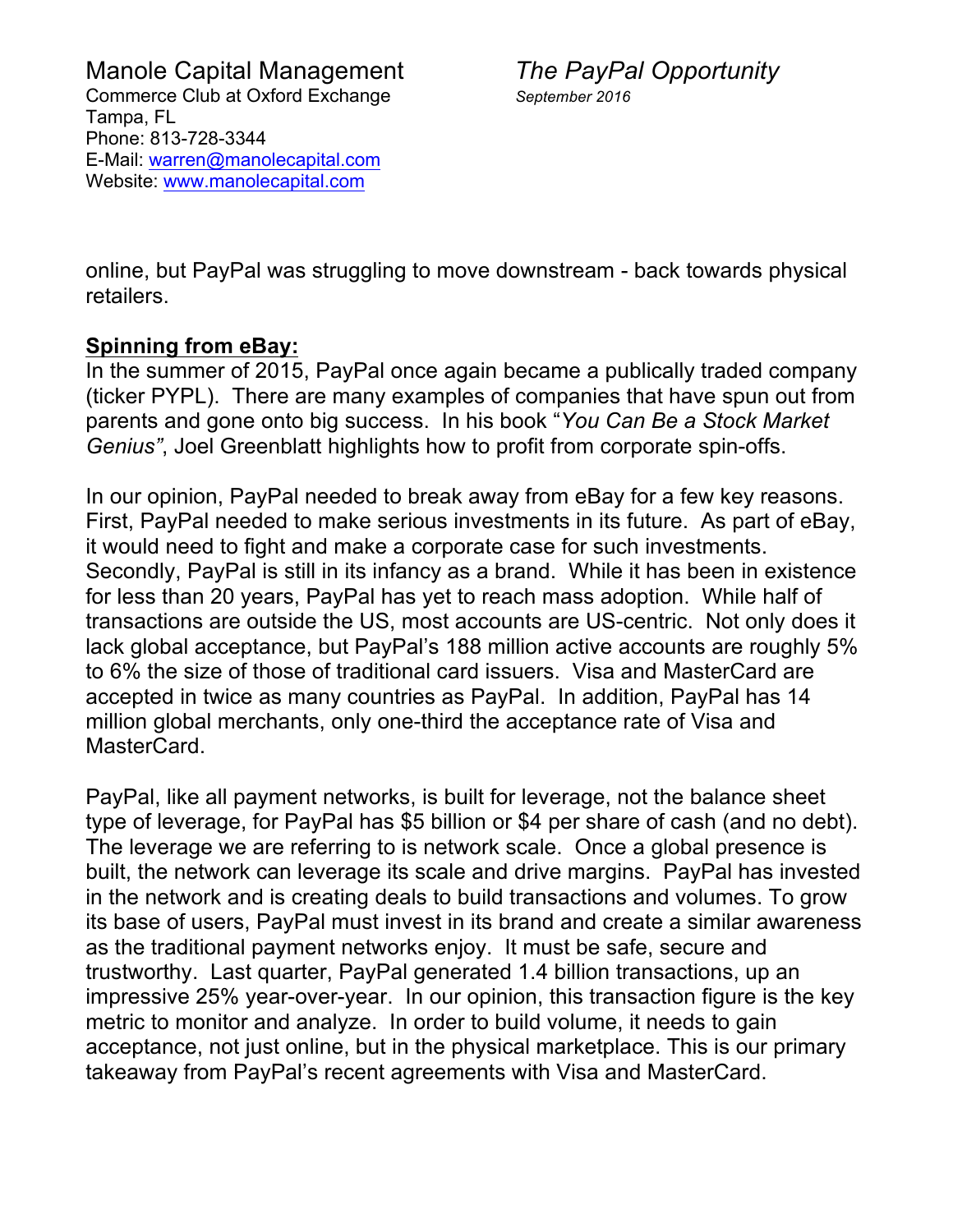online, but PayPal was struggling to move downstream - back towards physical retailers.

**Spinning from eBay:**

In the summer of 2015, PayPal once again became a publically traded company (ticker PYPL). There are many examples of companies that have spun out from parents and gone onto big success. In his book "*You Can Be a Stock Market Genius"*, Joel Greenblatt highlights how to profit from corporate spin-offs.

In our opinion, PayPal needed to break away from eBay for a few key reasons. First, PayPal needed to make serious investments in its future. As part of eBay, it would need to fight and make a corporate case for such investments. Secondly, PayPal is still in its infancy as a brand. While it has been in existence for less than 20 years, PayPal has yet to reach mass adoption. While half of transactions are outside the US, most accounts are US-centric. Not only does it lack global acceptance, but PayPal's 188 million active accounts are roughly 5% to 6% the size of those of traditional card issuers. Visa and MasterCard are accepted in twice as many countries as PayPal. In addition, PayPal has 14 million global merchants, only one-third the acceptance rate of Visa and MasterCard.

PayPal, like all payment networks, is built for leverage, not the balance sheet type of leverage, for PayPal has $5 billion or $4 per share of cash (and no debt). The leverage we are referring to is network scale. Once a global presence is built, the network can leverage its scale and drive margins. PayPal has invested in the network and is creating deals to build transactions and volumes. To grow its base of users, PayPal must invest in its brand and create a similar awareness as the traditional payment networks enjoy. It must be safe, secure and trustworthy. Last quarter, PayPal generated 1.4 billion transactions, up an impressive 25% year-over-year. In our opinion, this transaction figure is the key metric to monitor and analyze. In order to build volume, it needs to gain acceptance, not just online, but in the physical marketplace. This is our primary takeaway from PayPal's recent agreements with Visa and MasterCard.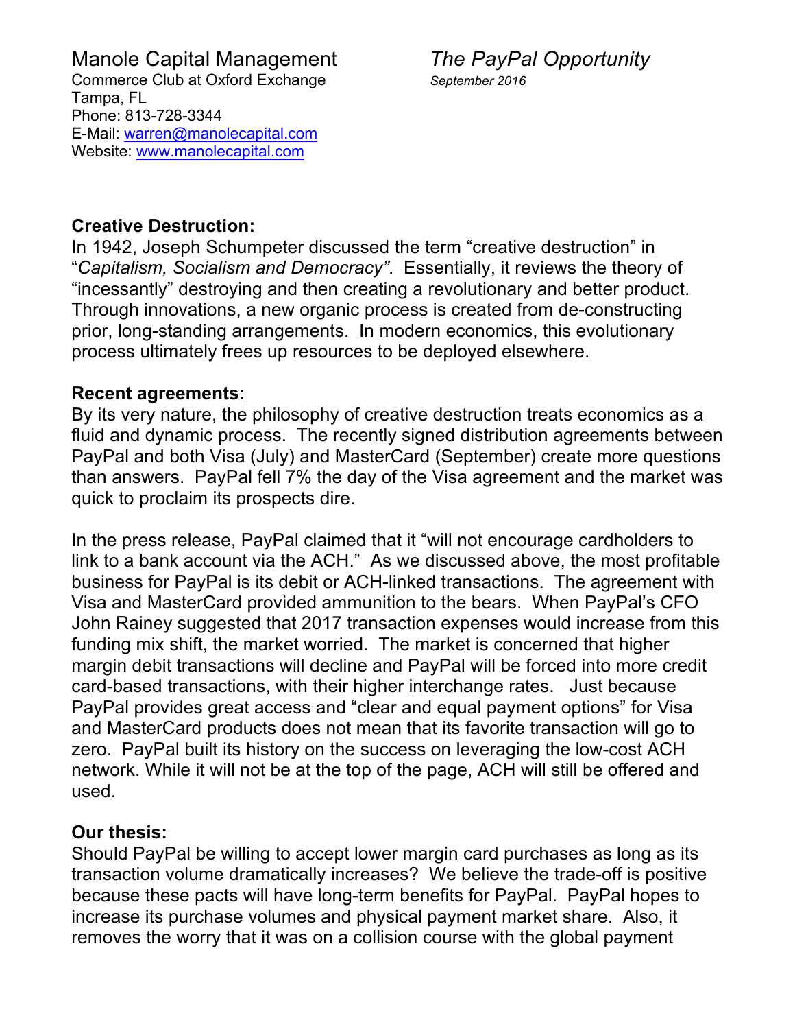Manole Capital Management
Commerce Club at Oxford Exchange
Tampa, FL
Phone: 813-728-3344
E-Mail: warren@manolecapital.com
Website: www.manolecapital.com

*The PayPal Opportunity*
*September 2016*

**Creative Destruction:**

In 1942, Joseph Schumpeter discussed the term "creative destruction" in "*Capitalism, Socialism and Democracy*". Essentially, it reviews the theory of "incessantly" destroying and then creating a revolutionary and better product. Through innovations, a new organic process is created from de-constructing prior, long-standing arrangements. In modern economics, this evolutionary process ultimately frees up resources to be deployed elsewhere.

**Recent agreements:**

By its very nature, the philosophy of creative destruction treats economics as a fluid and dynamic process. The recently signed distribution agreements between PayPal and both Visa (July) and MasterCard (September) create more questions than answers. PayPal fell 7% the day of the Visa agreement and the market was quick to proclaim its prospects dire.

In the press release, PayPal claimed that it "will not encourage cardholders to link to a bank account via the ACH." As we discussed above, the most profitable business for PayPal is its debit or ACH-linked transactions. The agreement with Visa and MasterCard provided ammunition to the bears. When PayPal's CFO John Rainey suggested that 2017 transaction expenses would increase from this funding mix shift, the market worried. The market is concerned that higher margin debit transactions will decline and PayPal will be forced into more credit card-based transactions, with their higher interchange rates. Just because PayPal provides great access and "clear and equal payment options" for Visa and MasterCard products does not mean that its favorite transaction will go to zero. PayPal built its history on the success on leveraging the low-cost ACH network. While it will not be at the top of the page, ACH will still be offered and used.

**Our thesis:**

Should PayPal be willing to accept lower margin card purchases as long as its transaction volume dramatically increases? We believe the trade-off is positive because these pacts will have long-term benefits for PayPal. PayPal hopes to increase its purchase volumes and physical payment market share. Also, it removes the worry that it was on a collision course with the global payment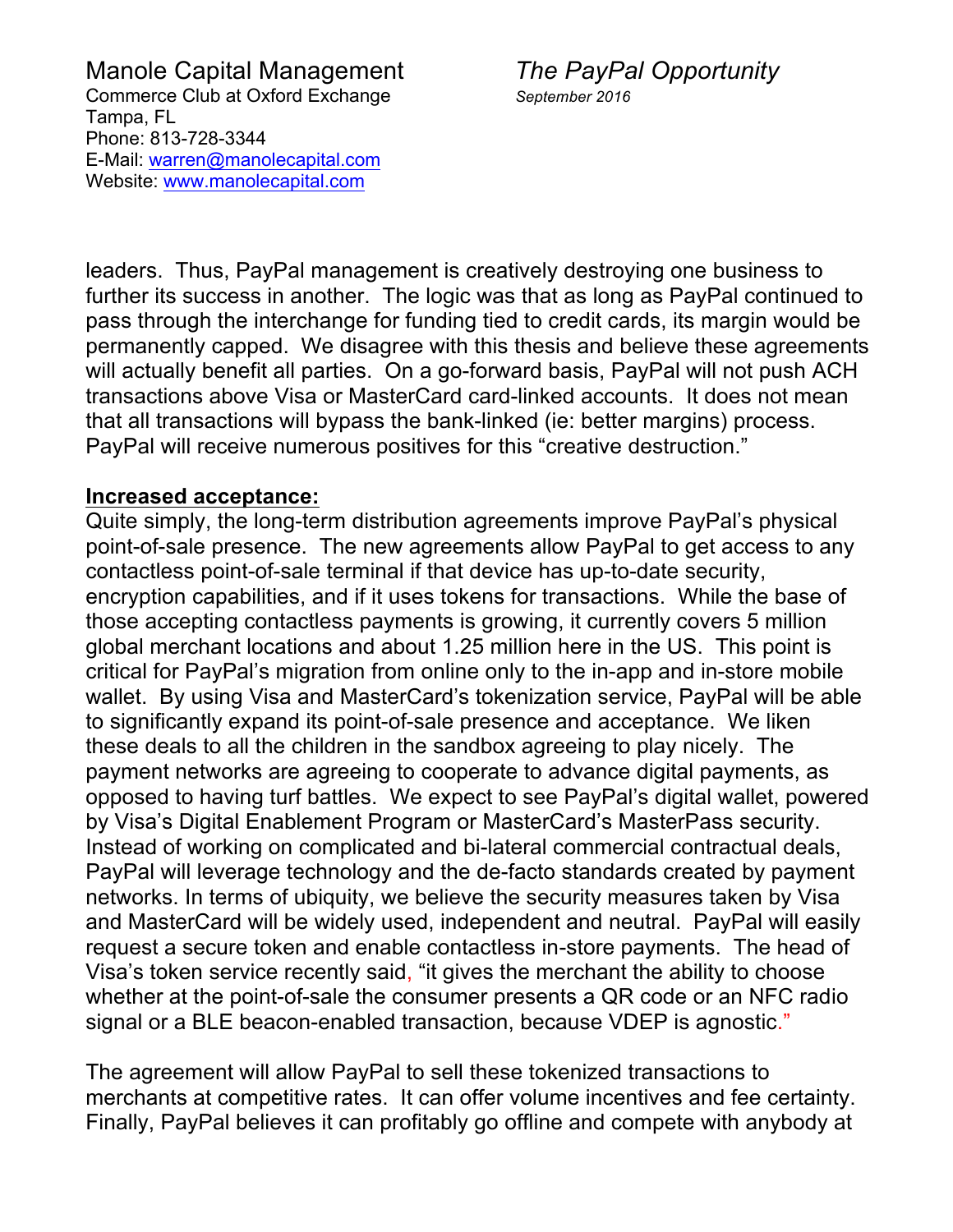leaders. Thus, PayPal management is creatively destroying one business to further its success in another. The logic was that as long as PayPal continued to pass through the interchange for funding tied to credit cards, its margin would be permanently capped. We disagree with this thesis and believe these agreements will actually benefit all parties. On a go-forward basis, PayPal will not push ACH transactions above Visa or MasterCard card-linked accounts. It does not mean that all transactions will bypass the bank-linked (ie: better margins) process. PayPal will receive numerous positives for this "creative destruction."

**Increased acceptance:**

Quite simply, the long-term distribution agreements improve PayPal's physical point-of-sale presence. The new agreements allow PayPal to get access to any contactless point-of-sale terminal if that device has up-to-date security, encryption capabilities, and if it uses tokens for transactions. While the base of those accepting contactless payments is growing, it currently covers 5 million global merchant locations and about 1.25 million here in the US. This point is critical for PayPal's migration from online only to the in-app and in-store mobile wallet. By using Visa and MasterCard's tokenization service, PayPal will be able to significantly expand its point-of-sale presence and acceptance. We liken these deals to all the children in the sandbox agreeing to play nicely. The payment networks are agreeing to cooperate to advance digital payments, as opposed to having turf battles. We expect to see PayPal's digital wallet, powered by Visa's Digital Enablement Program or MasterCard's MasterPass security. Instead of working on complicated and bi-lateral commercial contractual deals, PayPal will leverage technology and the de-facto standards created by payment networks. In terms of ubiquity, we believe the security measures taken by Visa and MasterCard will be widely used, independent and neutral. PayPal will easily request a secure token and enable contactless in-store payments. The head of Visa's token service recently said, "it gives the merchant the ability to choose whether at the point-of-sale the consumer presents a QR code or an NFC radio signal or a BLE beacon-enabled transaction, because VDEP is agnostic."

The agreement will allow PayPal to sell these tokenized transactions to merchants at competitive rates. It can offer volume incentives and fee certainty. Finally, PayPal believes it can profitably go offline and compete with anybody at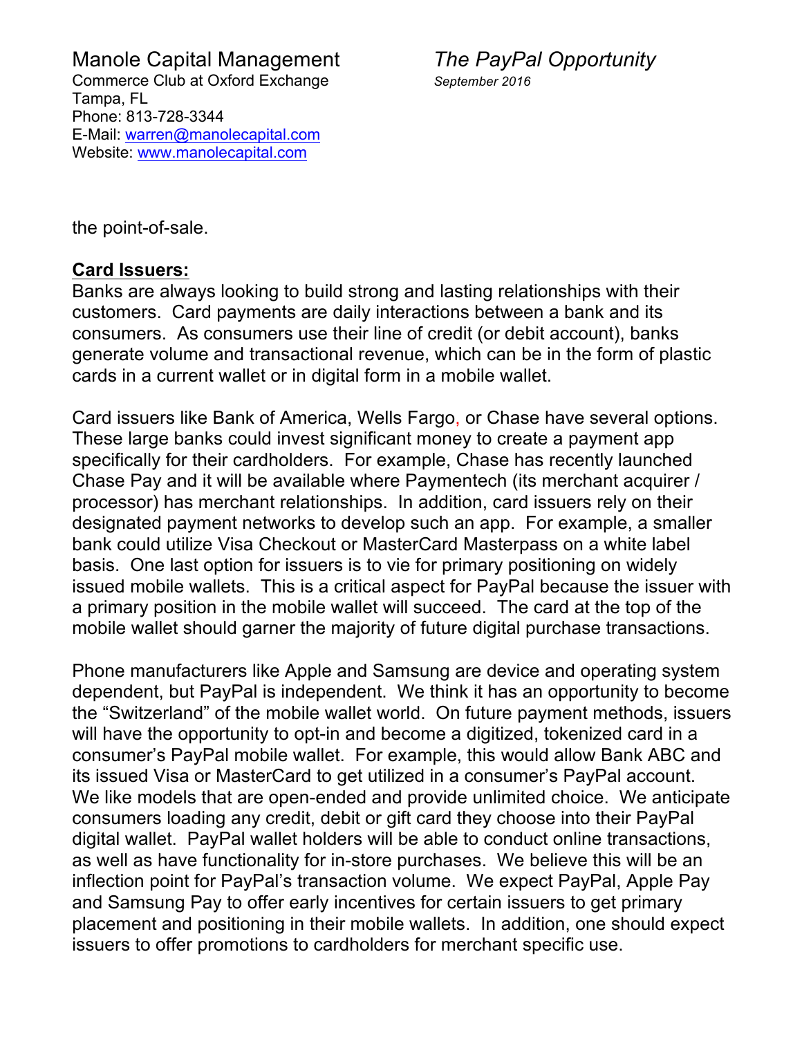the point-of-sale.

**Card Issuers:**

Banks are always looking to build strong and lasting relationships with their customers. Card payments are daily interactions between a bank and its consumers. As consumers use their line of credit (or debit account), banks generate volume and transactional revenue, which can be in the form of plastic cards in a current wallet or in digital form in a mobile wallet.

Card issuers like Bank of America, Wells Fargo, or Chase have several options. These large banks could invest significant money to create a payment app specifically for their cardholders. For example, Chase has recently launched Chase Pay and it will be available where Paymentech (its merchant acquirer / processor) has merchant relationships. In addition, card issuers rely on their designated payment networks to develop such an app. For example, a smaller bank could utilize Visa Checkout or MasterCard Masterpass on a white label basis. One last option for issuers is to vie for primary positioning on widely issued mobile wallets. This is a critical aspect for PayPal because the issuer with a primary position in the mobile wallet will succeed. The card at the top of the mobile wallet should garner the majority of future digital purchase transactions.

Phone manufacturers like Apple and Samsung are device and operating system dependent, but PayPal is independent. We think it has an opportunity to become the "Switzerland" of the mobile wallet world. On future payment methods, issuers will have the opportunity to opt-in and become a digitized, tokenized card in a consumer's PayPal mobile wallet. For example, this would allow Bank ABC and its issued Visa or MasterCard to get utilized in a consumer's PayPal account. We like models that are open-ended and provide unlimited choice. We anticipate consumers loading any credit, debit or gift card they choose into their PayPal digital wallet. PayPal wallet holders will be able to conduct online transactions, as well as have functionality for in-store purchases. We believe this will be an inflection point for PayPal's transaction volume. We expect PayPal, Apple Pay and Samsung Pay to offer early incentives for certain issuers to get primary placement and positioning in their mobile wallets. In addition, one should expect issuers to offer promotions to cardholders for merchant specific use.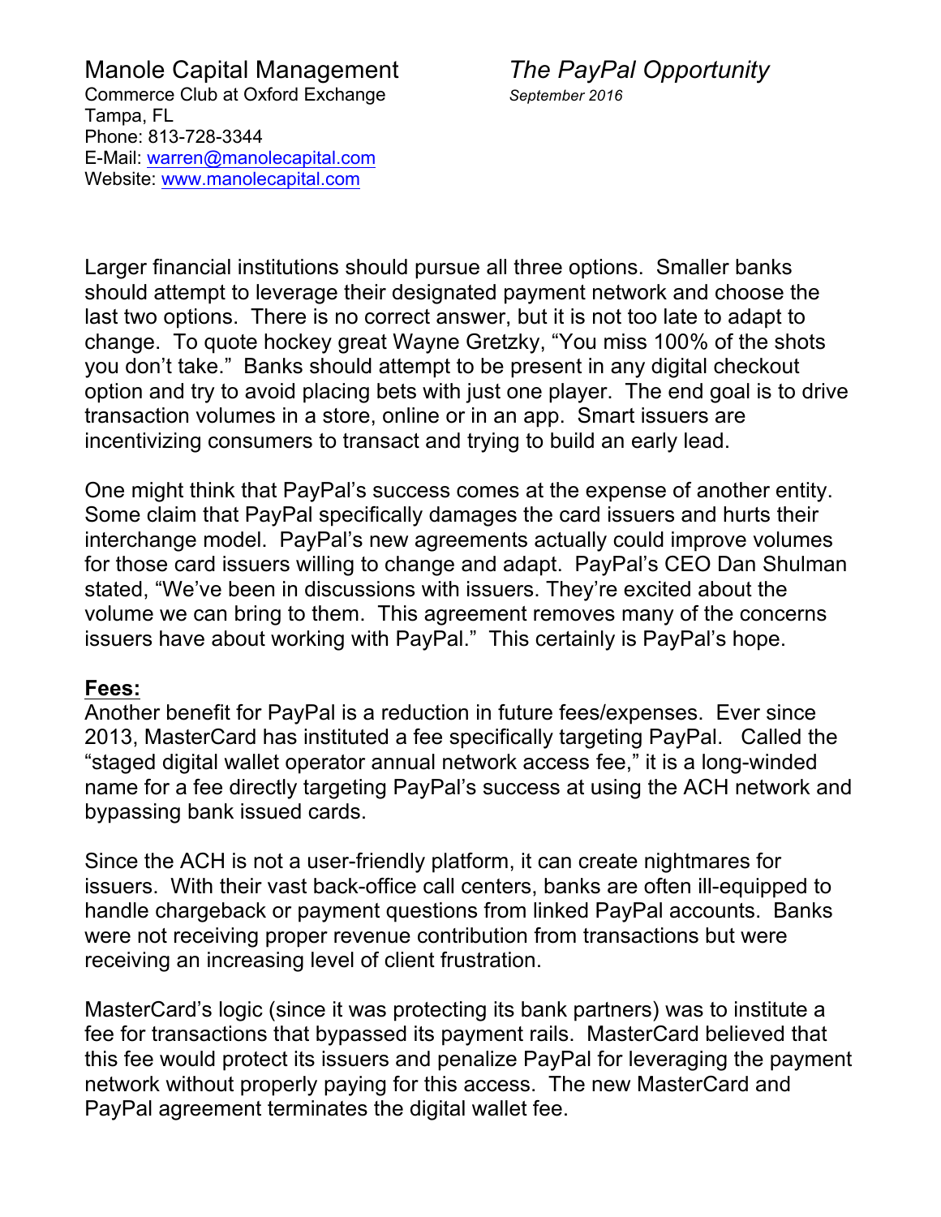Larger financial institutions should pursue all three options. Smaller banks should attempt to leverage their designated payment network and choose the last two options. There is no correct answer, but it is not too late to adapt to change. To quote hockey great Wayne Gretzky, "You miss 100% of the shots you don't take." Banks should attempt to be present in any digital checkout option and try to avoid placing bets with just one player. The end goal is to drive transaction volumes in a store, online or in an app. Smart issuers are incentivizing consumers to transact and trying to build an early lead.

One might think that PayPal's success comes at the expense of another entity. Some claim that PayPal specifically damages the card issuers and hurts their interchange model. PayPal's new agreements actually could improve volumes for those card issuers willing to change and adapt. PayPal's CEO Dan Shulman stated, "We've been in discussions with issuers. They're excited about the volume we can bring to them. This agreement removes many of the concerns issuers have about working with PayPal." This certainly is PayPal's hope.

**Fees:**

Another benefit for PayPal is a reduction in future fees/expenses. Ever since 2013, MasterCard has instituted a fee specifically targeting PayPal. Called the "staged digital wallet operator annual network access fee," it is a long-winded name for a fee directly targeting PayPal's success at using the ACH network and bypassing bank issued cards.

Since the ACH is not a user-friendly platform, it can create nightmares for issuers. With their vast back-office call centers, banks are often ill-equipped to handle chargeback or payment questions from linked PayPal accounts. Banks were not receiving proper revenue contribution from transactions but were receiving an increasing level of client frustration.

MasterCard's logic (since it was protecting its bank partners) was to institute a fee for transactions that bypassed its payment rails. MasterCard believed that this fee would protect its issuers and penalize PayPal for leveraging the payment network without properly paying for this access. The new MasterCard and PayPal agreement terminates the digital wallet fee.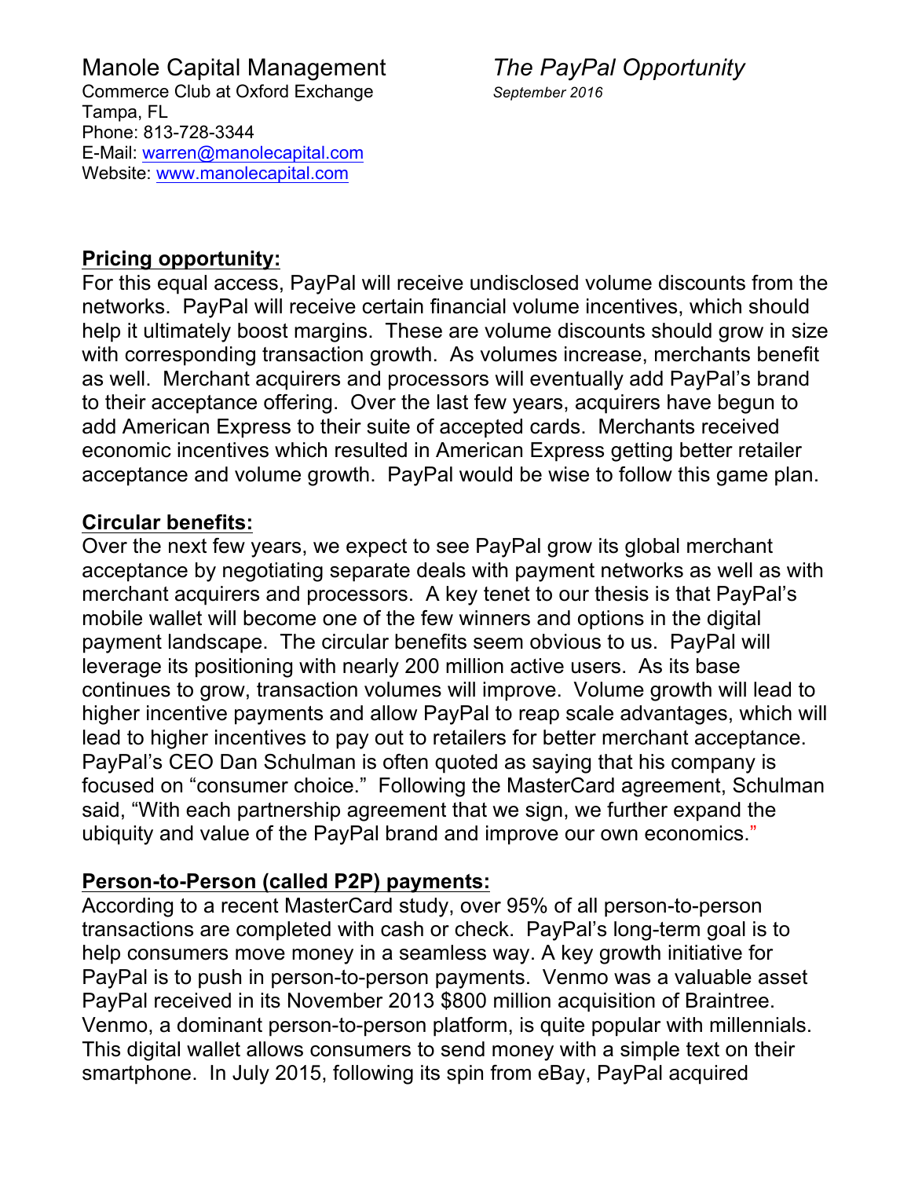**Pricing opportunity:**
For this equal access, PayPal will receive undisclosed volume discounts from the networks. PayPal will receive certain financial volume incentives, which should help it ultimately boost margins. These are volume discounts should grow in size with corresponding transaction growth. As volumes increase, merchants benefit as well. Merchant acquirers and processors will eventually add PayPal's brand to their acceptance offering. Over the last few years, acquirers have begun to add American Express to their suite of accepted cards. Merchants received economic incentives which resulted in American Express getting better retailer acceptance and volume growth. PayPal would be wise to follow this game plan.

**Circular benefits:**
Over the next few years, we expect to see PayPal grow its global merchant acceptance by negotiating separate deals with payment networks as well as with merchant acquirers and processors. A key tenet to our thesis is that PayPal's mobile wallet will become one of the few winners and options in the digital payment landscape. The circular benefits seem obvious to us. PayPal will leverage its positioning with nearly 200 million active users. As its base continues to grow, transaction volumes will improve. Volume growth will lead to higher incentive payments and allow PayPal to reap scale advantages, which will lead to higher incentives to pay out to retailers for better merchant acceptance. PayPal's CEO Dan Schulman is often quoted as saying that his company is focused on "consumer choice." Following the MasterCard agreement, Schulman said, "With each partnership agreement that we sign, we further expand the ubiquity and value of the PayPal brand and improve our own economics."

**Person-to-Person (called P2P) payments:**
According to a recent MasterCard study, over 95% of all person-to-person transactions are completed with cash or check. PayPal's long-term goal is to help consumers move money in a seamless way. A key growth initiative for PayPal is to push in person-to-person payments. Venmo was a valuable asset PayPal received in its November 2013 $800 million acquisition of Braintree. Venmo, a dominant person-to-person platform, is quite popular with millennials. This digital wallet allows consumers to send money with a simple text on their smartphone. In July 2015, following its spin from eBay, PayPal acquired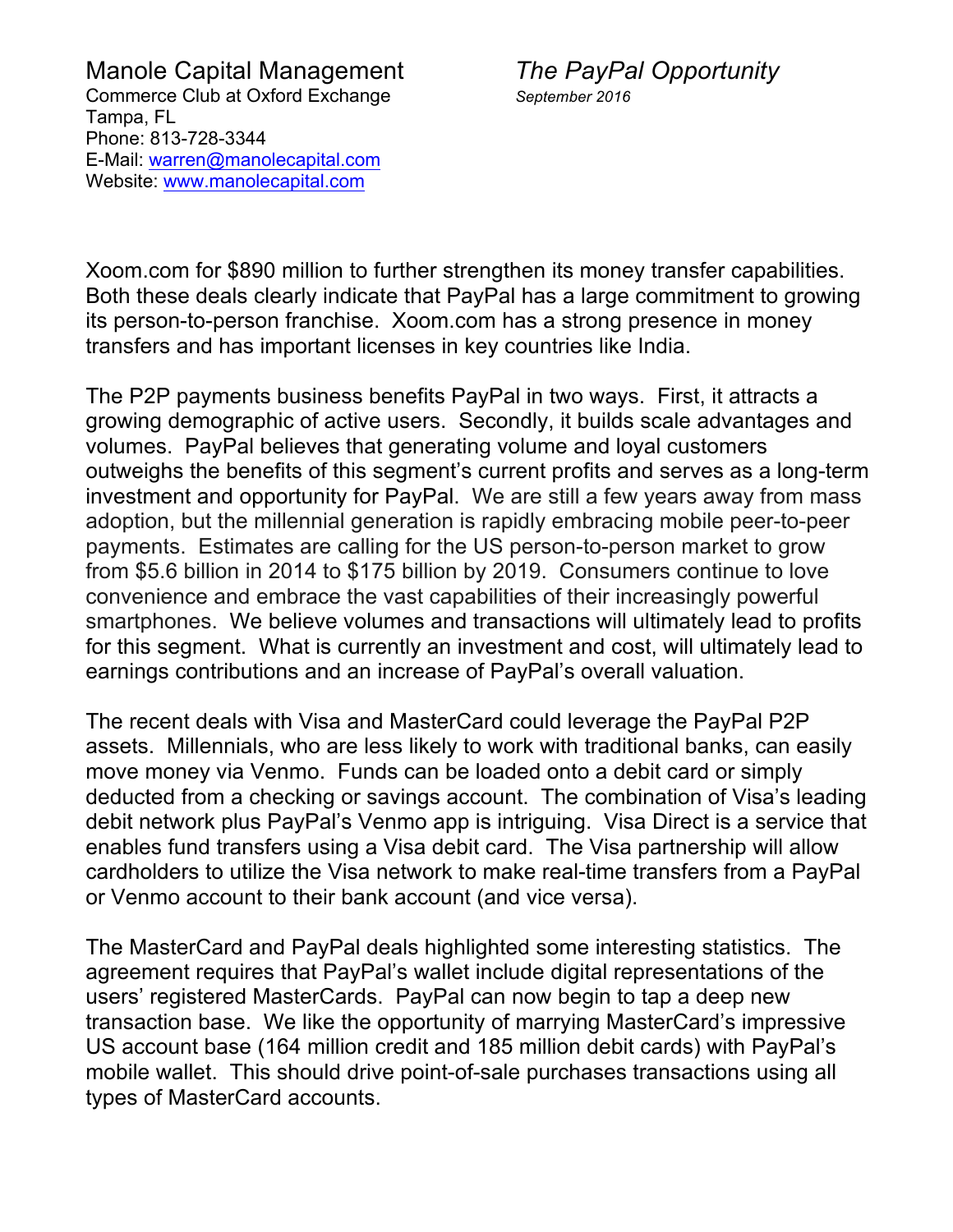Xoom.com for $890 million to further strengthen its money transfer capabilities. Both these deals clearly indicate that PayPal has a large commitment to growing its person-to-person franchise. Xoom.com has a strong presence in money transfers and has important licenses in key countries like India.

The P2P payments business benefits PayPal in two ways. First, it attracts a growing demographic of active users. Secondly, it builds scale advantages and volumes. PayPal believes that generating volume and loyal customers outweighs the benefits of this segment's current profits and serves as a long-term investment and opportunity for PayPal. We are still a few years away from mass adoption, but the millennial generation is rapidly embracing mobile peer-to-peer payments. Estimates are calling for the US person-to-person market to grow from $5.6 billion in 2014 to $175 billion by 2019. Consumers continue to love convenience and embrace the vast capabilities of their increasingly powerful smartphones. We believe volumes and transactions will ultimately lead to profits for this segment. What is currently an investment and cost, will ultimately lead to earnings contributions and an increase of PayPal's overall valuation.

The recent deals with Visa and MasterCard could leverage the PayPal P2P assets. Millennials, who are less likely to work with traditional banks, can easily move money via Venmo. Funds can be loaded onto a debit card or simply deducted from a checking or savings account. The combination of Visa's leading debit network plus PayPal's Venmo app is intriguing. Visa Direct is a service that enables fund transfers using a Visa debit card. The Visa partnership will allow cardholders to utilize the Visa network to make real-time transfers from a PayPal or Venmo account to their bank account (and vice versa).

The MasterCard and PayPal deals highlighted some interesting statistics. The agreement requires that PayPal's wallet include digital representations of the users' registered MasterCards. PayPal can now begin to tap a deep new transaction base. We like the opportunity of marrying MasterCard's impressive US account base (164 million credit and 185 million debit cards) with PayPal's mobile wallet. This should drive point-of-sale purchases transactions using all types of MasterCard accounts.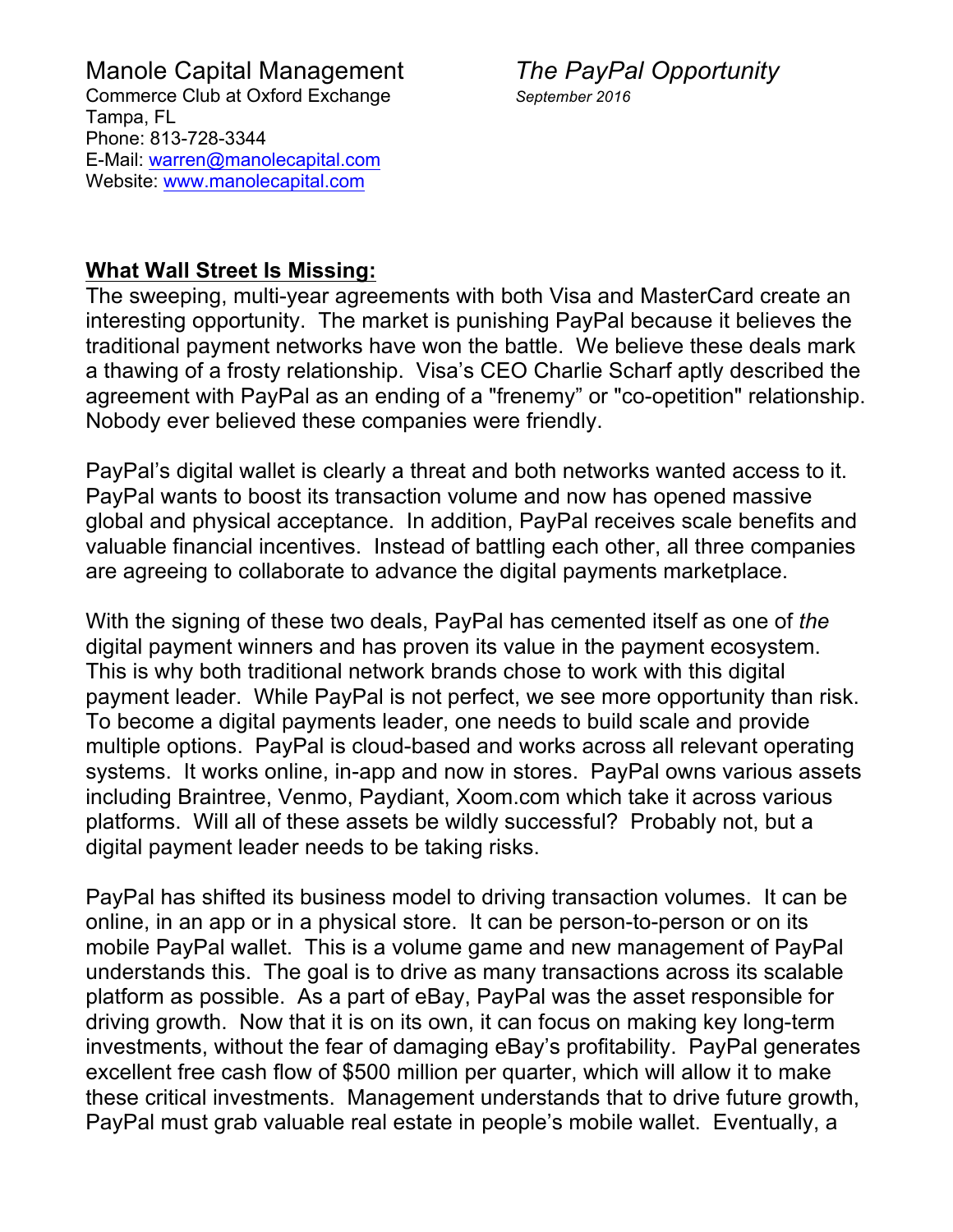Manole Capital Management
Commerce Club at Oxford Exchange
Tampa, FL
Phone: 813-728-3344
E-Mail: warren@manolecapital.com
Website: www.manolecapital.com

*The PayPal Opportunity*
*September 2016*

## **What Wall Street Is Missing:**

The sweeping, multi-year agreements with both Visa and MasterCard create an interesting opportunity. The market is punishing PayPal because it believes the traditional payment networks have won the battle. We believe these deals mark a thawing of a frosty relationship. Visa's CEO Charlie Scharf aptly described the agreement with PayPal as an ending of a "frenemy" or "co-opetition" relationship. Nobody ever believed these companies were friendly.

PayPal's digital wallet is clearly a threat and both networks wanted access to it. PayPal wants to boost its transaction volume and now has opened massive global and physical acceptance. In addition, PayPal receives scale benefits and valuable financial incentives. Instead of battling each other, all three companies are agreeing to collaborate to advance the digital payments marketplace.

With the signing of these two deals, PayPal has cemented itself as one of *the* digital payment winners and has proven its value in the payment ecosystem. This is why both traditional network brands chose to work with this digital payment leader. While PayPal is not perfect, we see more opportunity than risk. To become a digital payments leader, one needs to build scale and provide multiple options. PayPal is cloud-based and works across all relevant operating systems. It works online, in-app and now in stores. PayPal owns various assets including Braintree, Venmo, Paydiant, Xoom.com which take it across various platforms. Will all of these assets be wildly successful? Probably not, but a digital payment leader needs to be taking risks.

PayPal has shifted its business model to driving transaction volumes. It can be online, in an app or in a physical store. It can be person-to-person or on its mobile PayPal wallet. This is a volume game and new management of PayPal understands this. The goal is to drive as many transactions across its scalable platform as possible. As a part of eBay, PayPal was the asset responsible for driving growth. Now that it is on its own, it can focus on making key long-term investments, without the fear of damaging eBay's profitability. PayPal generates excellent free cash flow of $500 million per quarter, which will allow it to make these critical investments. Management understands that to drive future growth, PayPal must grab valuable real estate in people's mobile wallet. Eventually, a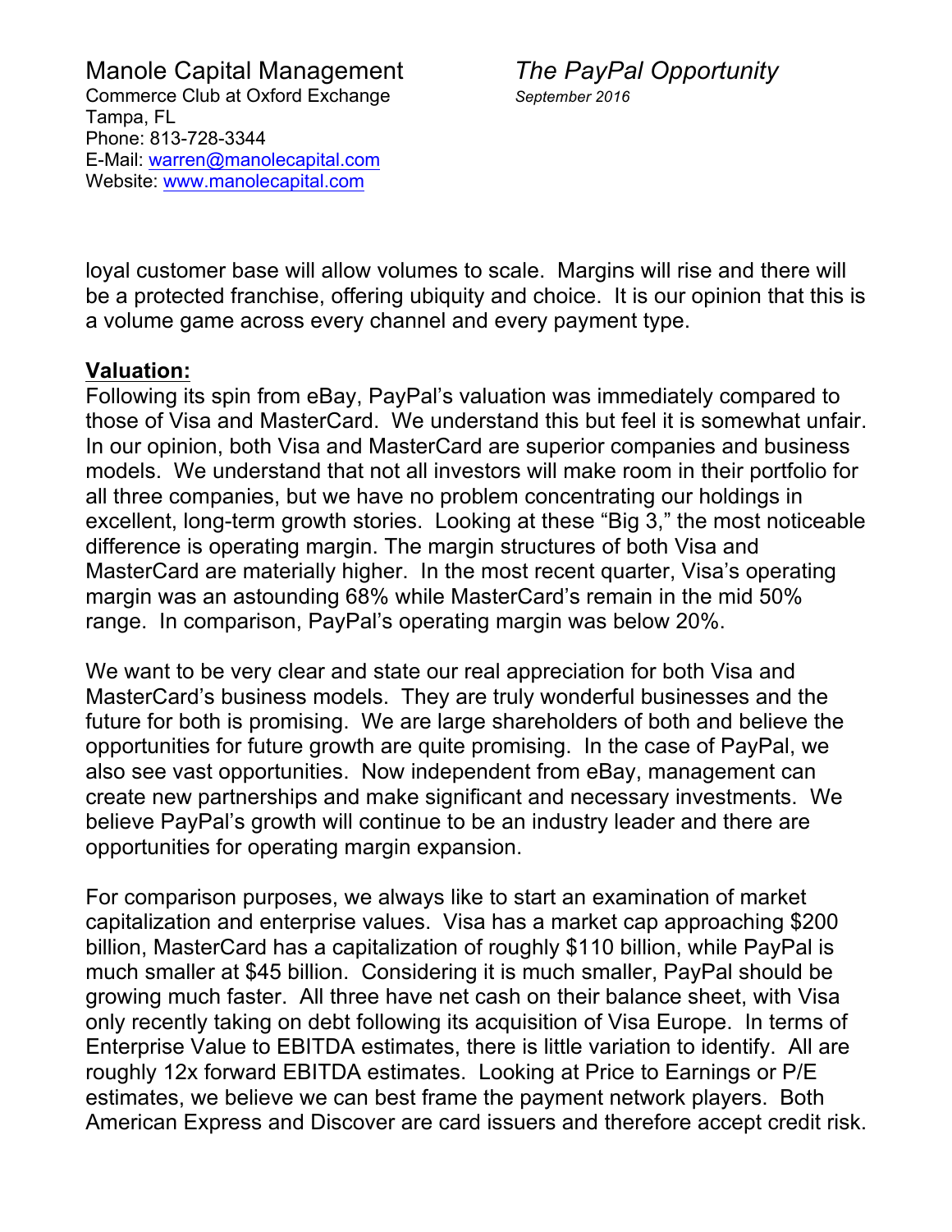loyal customer base will allow volumes to scale. Margins will rise and there will be a protected franchise, offering ubiquity and choice. It is our opinion that this is a volume game across every channel and every payment type.

**Valuation:**

Following its spin from eBay, PayPal's valuation was immediately compared to those of Visa and MasterCard. We understand this but feel it is somewhat unfair. In our opinion, both Visa and MasterCard are superior companies and business models. We understand that not all investors will make room in their portfolio for all three companies, but we have no problem concentrating our holdings in excellent, long-term growth stories. Looking at these "Big 3," the most noticeable difference is operating margin. The margin structures of both Visa and MasterCard are materially higher. In the most recent quarter, Visa's operating margin was an astounding 68% while MasterCard's remain in the mid 50% range. In comparison, PayPal's operating margin was below 20%.

We want to be very clear and state our real appreciation for both Visa and MasterCard's business models. They are truly wonderful businesses and the future for both is promising. We are large shareholders of both and believe the opportunities for future growth are quite promising. In the case of PayPal, we also see vast opportunities. Now independent from eBay, management can create new partnerships and make significant and necessary investments. We believe PayPal's growth will continue to be an industry leader and there are opportunities for operating margin expansion.

For comparison purposes, we always like to start an examination of market capitalization and enterprise values. Visa has a market cap approaching $200 billion, MasterCard has a capitalization of roughly $110 billion, while PayPal is much smaller at $45 billion. Considering it is much smaller, PayPal should be growing much faster. All three have net cash on their balance sheet, with Visa only recently taking on debt following its acquisition of Visa Europe. In terms of Enterprise Value to EBITDA estimates, there is little variation to identify. All are roughly 12x forward EBITDA estimates. Looking at Price to Earnings or P/E estimates, we believe we can best frame the payment network players. Both American Express and Discover are card issuers and therefore accept credit risk.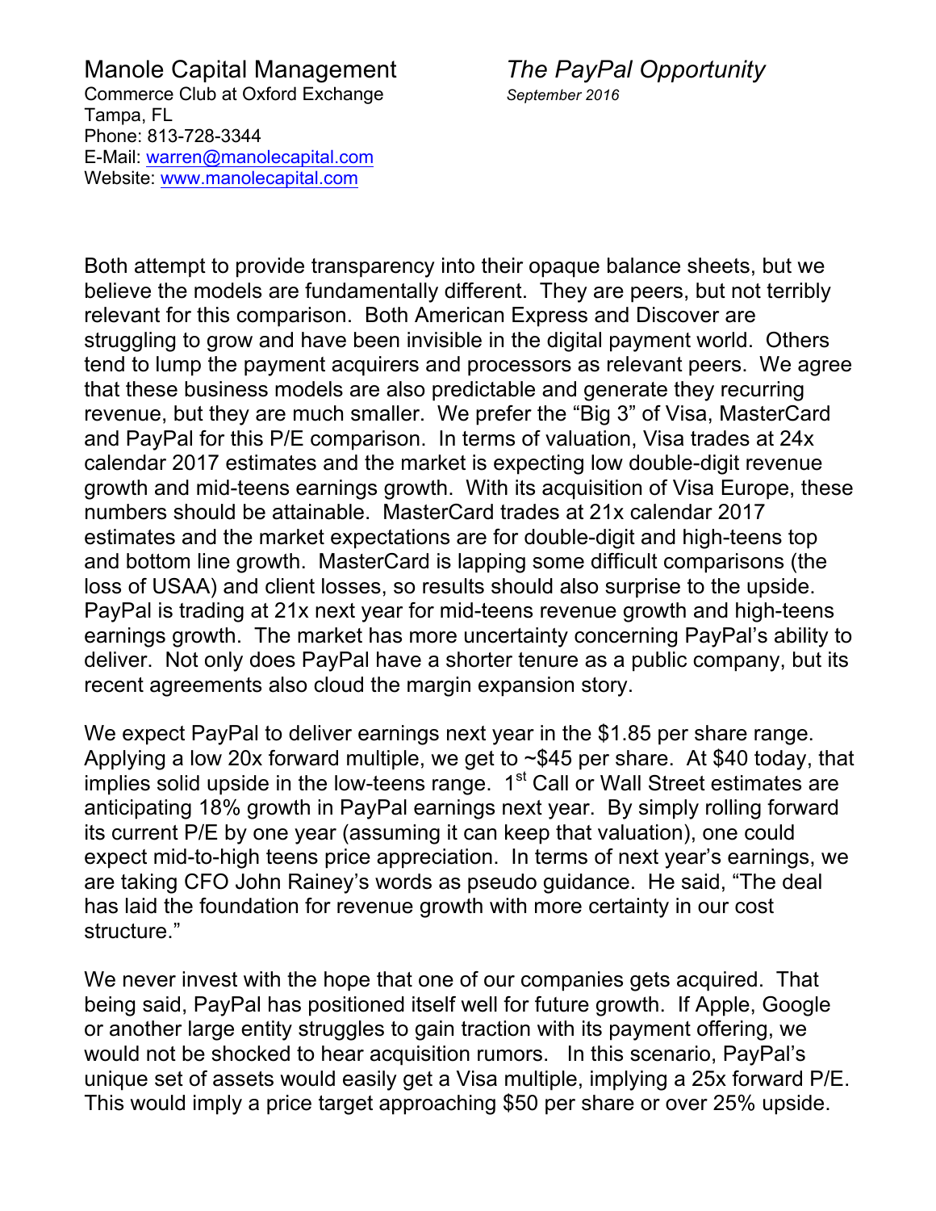Both attempt to provide transparency into their opaque balance sheets, but we believe the models are fundamentally different. They are peers, but not terribly relevant for this comparison. Both American Express and Discover are struggling to grow and have been invisible in the digital payment world. Others tend to lump the payment acquirers and processors as relevant peers. We agree that these business models are also predictable and generate they recurring revenue, but they are much smaller. We prefer the "Big 3" of Visa, MasterCard and PayPal for this P/E comparison. In terms of valuation, Visa trades at 24x calendar 2017 estimates and the market is expecting low double-digit revenue growth and mid-teens earnings growth. With its acquisition of Visa Europe, these numbers should be attainable. MasterCard trades at 21x calendar 2017 estimates and the market expectations are for double-digit and high-teens top and bottom line growth. MasterCard is lapping some difficult comparisons (the loss of USAA) and client losses, so results should also surprise to the upside. PayPal is trading at 21x next year for mid-teens revenue growth and high-teens earnings growth. The market has more uncertainty concerning PayPal's ability to deliver. Not only does PayPal have a shorter tenure as a public company, but its recent agreements also cloud the margin expansion story.

We expect PayPal to deliver earnings next year in the \$1.85 per share range. Applying a low 20x forward multiple, we get to ~\$45 per share. At \$40 today, that implies solid upside in the low-teens range. 1st Call or Wall Street estimates are anticipating 18% growth in PayPal earnings next year. By simply rolling forward its current P/E by one year (assuming it can keep that valuation), one could expect mid-to-high teens price appreciation. In terms of next year's earnings, we are taking CFO John Rainey's words as pseudo guidance. He said, "The deal has laid the foundation for revenue growth with more certainty in our cost structure."

We never invest with the hope that one of our companies gets acquired. That being said, PayPal has positioned itself well for future growth. If Apple, Google or another large entity struggles to gain traction with its payment offering, we would not be shocked to hear acquisition rumors. In this scenario, PayPal's unique set of assets would easily get a Visa multiple, implying a 25x forward P/E. This would imply a price target approaching \$50 per share or over 25% upside.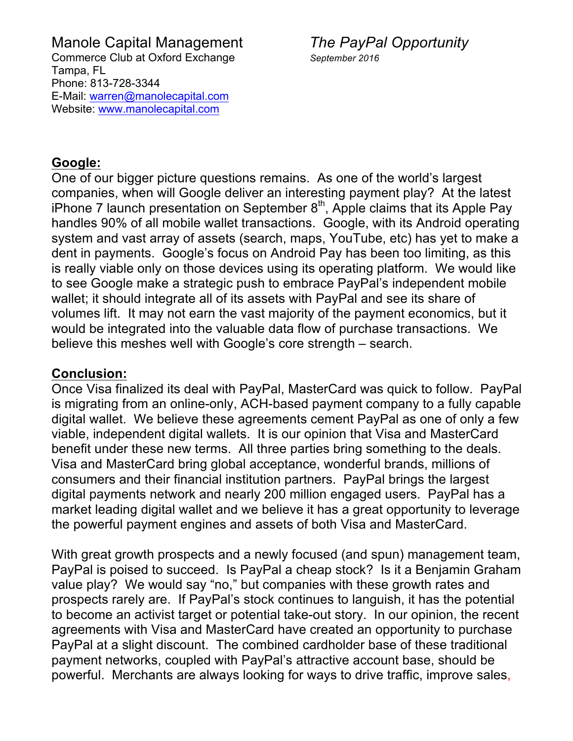## Google:

One of our bigger picture questions remains. As one of the world's largest companies, when will Google deliver an interesting payment play? At the latest iPhone 7 launch presentation on September 8th, Apple claims that its Apple Pay handles 90% of all mobile wallet transactions. Google, with its Android operating system and vast array of assets (search, maps, YouTube, etc) has yet to make a dent in payments. Google's focus on Android Pay has been too limiting, as this is really viable only on those devices using its operating platform. We would like to see Google make a strategic push to embrace PayPal's independent mobile wallet; it should integrate all of its assets with PayPal and see its share of volumes lift. It may not earn the vast majority of the payment economics, but it would be integrated into the valuable data flow of purchase transactions. We believe this meshes well with Google's core strength – search.

## Conclusion:

Once Visa finalized its deal with PayPal, MasterCard was quick to follow. PayPal is migrating from an online-only, ACH-based payment company to a fully capable digital wallet. We believe these agreements cement PayPal as one of only a few viable, independent digital wallets. It is our opinion that Visa and MasterCard benefit under these new terms. All three parties bring something to the deals. Visa and MasterCard bring global acceptance, wonderful brands, millions of consumers and their financial institution partners. PayPal brings the largest digital payments network and nearly 200 million engaged users. PayPal has a market leading digital wallet and we believe it has a great opportunity to leverage the powerful payment engines and assets of both Visa and MasterCard.

With great growth prospects and a newly focused (and spun) management team, PayPal is poised to succeed. Is PayPal a cheap stock? Is it a Benjamin Graham value play? We would say "no," but companies with these growth rates and prospects rarely are. If PayPal's stock continues to languish, it has the potential to become an activist target or potential take-out story. In our opinion, the recent agreements with Visa and MasterCard have created an opportunity to purchase PayPal at a slight discount. The combined cardholder base of these traditional payment networks, coupled with PayPal's attractive account base, should be powerful. Merchants are always looking for ways to drive traffic, improve sales,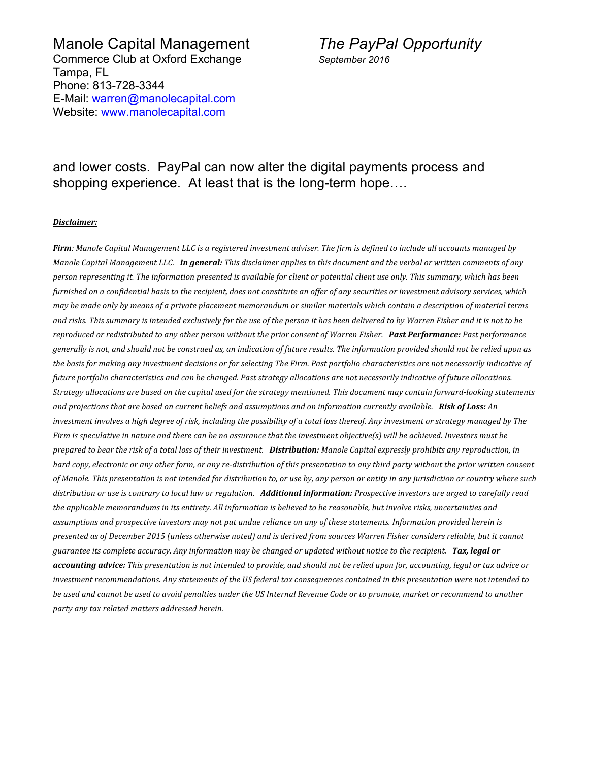and lower costs. PayPal can now alter the digital payments process and shopping experience. At least that is the long-term hope….

***Disclaimer:***

***Firm****: Manole Capital Management LLC is a registered investment adviser. The firm is defined to include all accounts managed by Manole Capital Management LLC.* ***In general:*** *This disclaimer applies to this document and the verbal or written comments of any person representing it. The information presented is available for client or potential client use only. This summary, which has been furnished on a confidential basis to the recipient, does not constitute an offer of any securities or investment advisory services, which may be made only by means of a private placement memorandum or similar materials which contain a description of material terms and risks. This summary is intended exclusively for the use of the person it has been delivered to by Warren Fisher and it is not to be reproduced or redistributed to any other person without the prior consent of Warren Fisher.* ***Past Performance:*** *Past performance generally is not, and should not be construed as, an indication of future results. The information provided should not be relied upon as the basis for making any investment decisions or for selecting The Firm. Past portfolio characteristics are not necessarily indicative of future portfolio characteristics and can be changed. Past strategy allocations are not necessarily indicative of future allocations. Strategy allocations are based on the capital used for the strategy mentioned. This document may contain forward-looking statements and projections that are based on current beliefs and assumptions and on information currently available.* ***Risk of Loss:*** *An investment involves a high degree of risk, including the possibility of a total loss thereof. Any investment or strategy managed by The Firm is speculative in nature and there can be no assurance that the investment objective(s) will be achieved. Investors must be prepared to bear the risk of a total loss of their investment.* ***Distribution:*** *Manole Capital expressly prohibits any reproduction, in hard copy, electronic or any other form, or any re-distribution of this presentation to any third party without the prior written consent of Manole. This presentation is not intended for distribution to, or use by, any person or entity in any jurisdiction or country where such distribution or use is contrary to local law or regulation.* ***Additional information:*** *Prospective investors are urged to carefully read the applicable memorandums in its entirety. All information is believed to be reasonable, but involve risks, uncertainties and assumptions and prospective investors may not put undue reliance on any of these statements. Information provided herein is presented as of December 2015 (unless otherwise noted) and is derived from sources Warren Fisher considers reliable, but it cannot guarantee its complete accuracy. Any information may be changed or updated without notice to the recipient.* ***Tax, legal or accounting advice:*** *This presentation is not intended to provide, and should not be relied upon for, accounting, legal or tax advice or investment recommendations. Any statements of the US federal tax consequences contained in this presentation were not intended to be used and cannot be used to avoid penalties under the US Internal Revenue Code or to promote, market or recommend to another party any tax related matters addressed herein.*